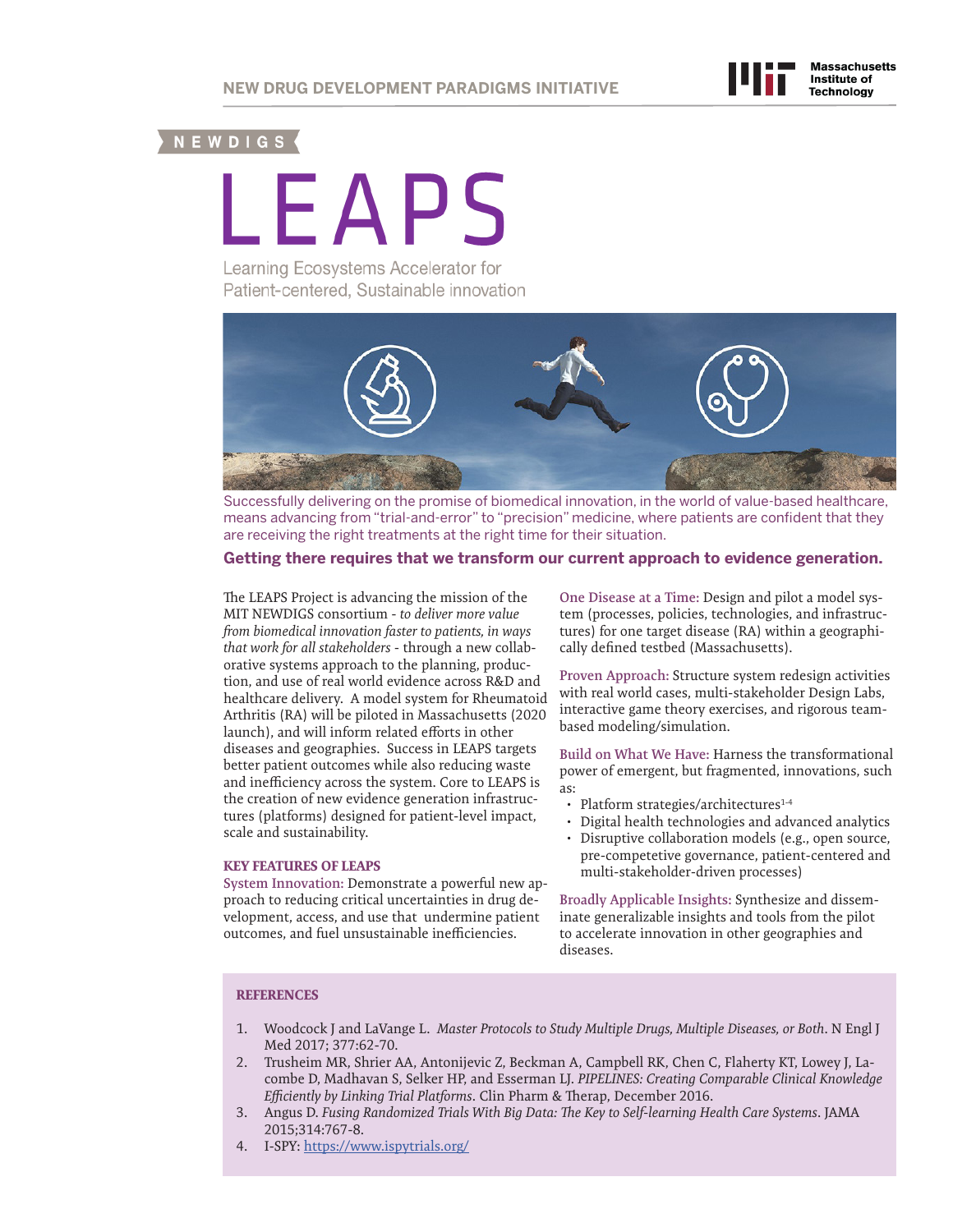NEW DRUG DEVELOPMENT PARADIGMS INITIATIVE

NEWDIGS

# LEAPS

Learning Ecosystems Accelerator for Patient-centered, Sustainable innovation

Successfully delivering on the promise of biomedical innovation, in the world of value-based healthcare, means advancing from "trial-and-error" to "precision" medicine, where patients are confident that they are receiving the right treatments at the right time for their situation.

**Getting there requires that we transform our current approach to evidence generation.**

The LEAPS Project is advancing the mission of the MIT NEWDIGS consortium - *to deliver more value from biomedical innovation faster to patients, in ways that work for all stakeholders* - through a new collaborative systems approach to the planning, production, and use of real world evidence across R&D and healthcare delivery. A model system for Rheumatoid Arthritis (RA) will be piloted in Massachusetts (2020 launch), and will inform related efforts in other diseases and geographies. Success in LEAPS targets better patient outcomes while also reducing waste and inefficiency across the system. Core to LEAPS is the creation of new evidence generation infrastructures (platforms) designed for patient-level impact, scale and sustainability.

## KEY FEATURES OF LEAPS

**System Innovation:** Demonstrate a powerful new approach to reducing critical uncertainties in drug development, access, and use that undermine patient outcomes, and fuel unsustainable inefficiencies.

**One Disease at a Time:** Design and pilot a model system (processes, policies, technologies, and infrastructures) for one target disease (RA) within a geographically defined testbed (Massachusetts).

**Proven Approach:** Structure system redesign activities with real world cases, multi-stakeholder Design Labs, interactive game theory exercises, and rigorous team-based modeling/simulation.

**Build on What We Have:** Harness the transformational power of emergent, but fragmented, innovations, such as:

- Platform strategies/architectures[1-4]
- Digital health technologies and advanced analytics
- Disruptive collaboration models (e.g., open source, pre-competetive governance, patient-centered and multi-stakeholder-driven processes)

**Broadly Applicable Insights:** Synthesize and disseminate generalizable insights and tools from the pilot to accelerate innovation in other geographies and diseases.

## REFERENCES

1. Woodcock J and LaVange L. *Master Protocols to Study Multiple Drugs, Multiple Diseases, or Both*. N Engl J Med 2017; 377:62-70.
2. Trusheim MR, Shrier AA, Antonijevic Z, Beckman A, Campbell RK, Chen C, Flaherty KT, Lowey J, Lacombe D, Madhavan S, Selker HP, and Esserman LJ. *PIPELINES: Creating Comparable Clinical Knowledge Efficiently by Linking Trial Platforms*. Clin Pharm & Therap, December 2016.
3. Angus D. *Fusing Randomized Trials With Big Data: The Key to Self-learning Health Care Systems*. JAMA 2015;314:767-8.
4. I-SPY: https://www.ispytrials.org/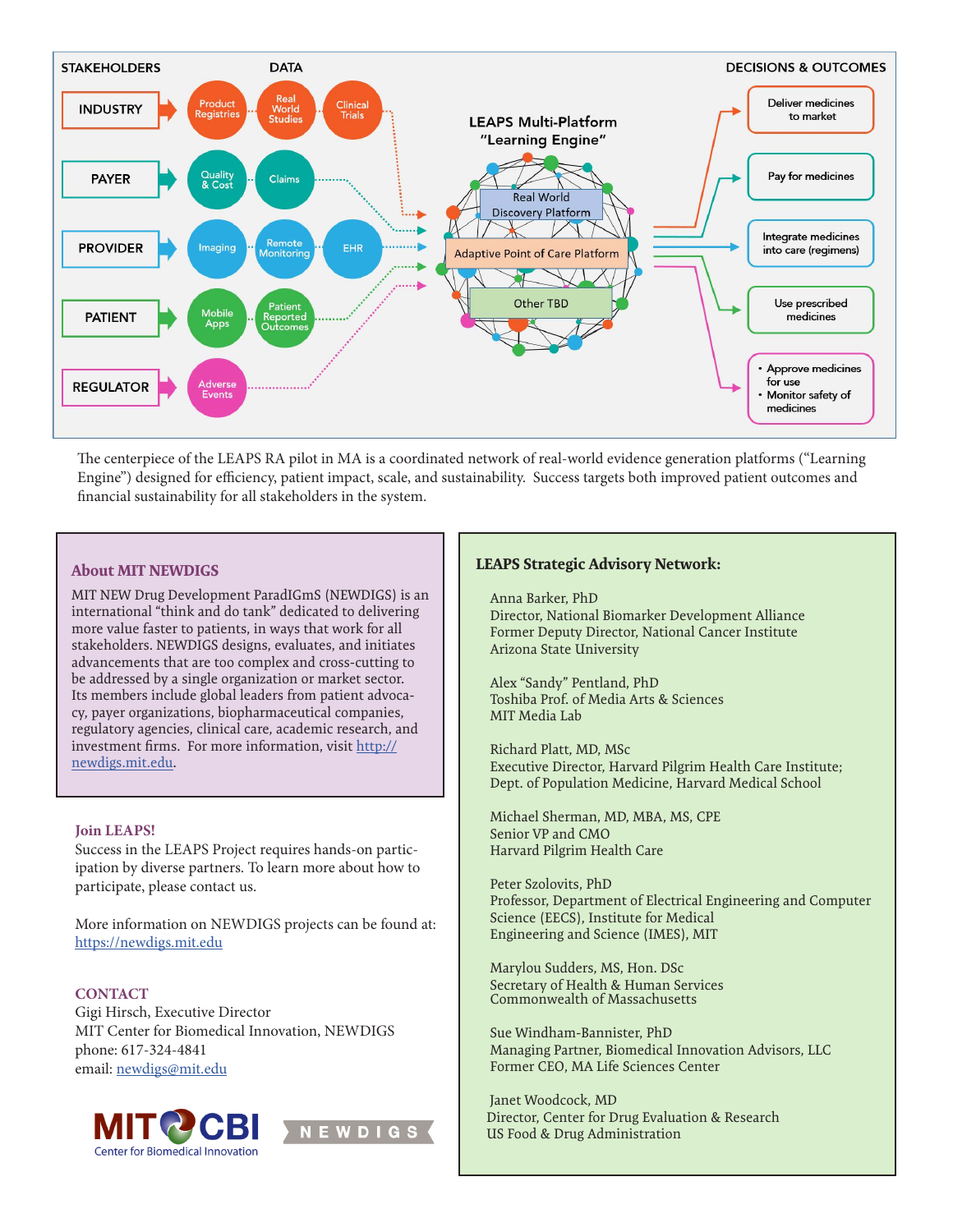STAKEHOLDERS

DATA

DECISIONS & OUTCOMES

INDUSTRY

Product Registries

Real World Studies

Clinical Trials

PAYER

Quality & Cost

Claims

PROVIDER

Imaging

Remote Monitoring

EHR

PATIENT

Mobile Apps

Patient Reported Outcomes

REGULATOR

Adverse Events

LEAPS Multi-Platform "Learning Engine"

Real World Discovery Platform

Adaptive Point of Care Platform

Other TBD

Deliver medicines to market

Pay for medicines

Integrate medicines into care (regimens)

Use prescribed medicines

- Approve medicines for use
- Monitor safety of medicines

The centerpiece of the LEAPS RA pilot in MA is a coordinated network of real-world evidence generation platforms ("Learning Engine") designed for efficiency, patient impact, scale, and sustainability. Success targets both improved patient outcomes and financial sustainability for all stakeholders in the system.

### About MIT NEWDIGS

MIT NEW Drug Development ParadIGmS (NEWDIGS) is an international "think and do tank" dedicated to delivering more value faster to patients, in ways that work for all stakeholders. NEWDIGS designs, evaluates, and initiates advancements that are too complex and cross-cutting to be addressed by a single organization or market sector. Its members include global leaders from patient advocacy, payer organizations, biopharmaceutical companies, regulatory agencies, clinical care, academic research, and investment firms. For more information, visit http://newdigs.mit.edu.

### Join LEAPS!

Success in the LEAPS Project requires hands-on participation by diverse partners. To learn more about how to participate, please contact us.

More information on NEWDIGS projects can be found at: https://newdigs.mit.edu

### CONTACT

Gigi Hirsch, Executive Director
MIT Center for Biomedical Innovation, NEWDIGS
phone: 617-324-4841
email: newdigs@mit.edu

MIT CBI Center for Biomedical Innovation

NEWDIGS

### LEAPS Strategic Advisory Network:

Anna Barker, PhD
Director, National Biomarker Development Alliance
Former Deputy Director, National Cancer Institute
Arizona State University

Alex "Sandy" Pentland, PhD
Toshiba Prof. of Media Arts & Sciences
MIT Media Lab

Richard Platt, MD, MSc
Executive Director, Harvard Pilgrim Health Care Institute;
Dept. of Population Medicine, Harvard Medical School

Michael Sherman, MD, MBA, MS, CPE
Senior VP and CMO
Harvard Pilgrim Health Care

Peter Szolovits, PhD
Professor, Department of Electrical Engineering and Computer Science (EECS), Institute for Medical Engineering and Science (IMES), MIT

Marylou Sudders, MS, Hon. DSc
Secretary of Health & Human Services
Commonwealth of Massachusetts

Sue Windham-Bannister, PhD
Managing Partner, Biomedical Innovation Advisors, LLC
Former CEO, MA Life Sciences Center

Janet Woodcock, MD
Director, Center for Drug Evaluation & Research
US Food & Drug Administration